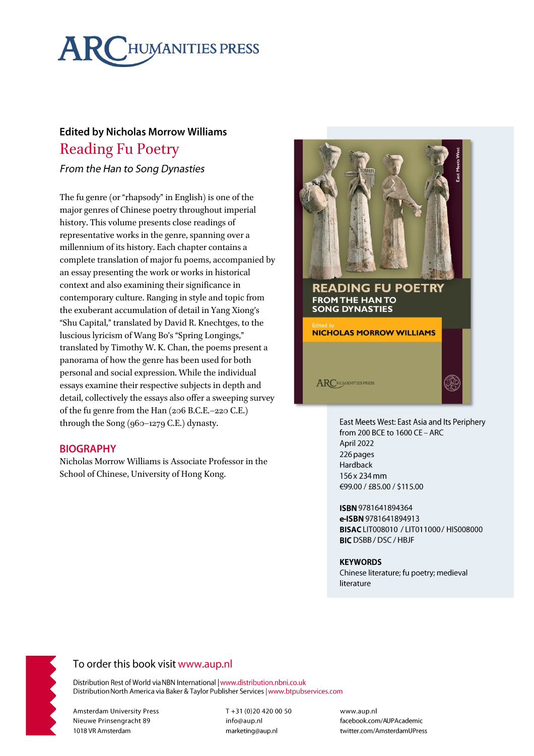ARC HUMANITIES PRESS

**Edited by Nicholas Morrow Williams**

# Reading Fu Poetry

*From the Han to Song Dynasties*

The fu genre (or "rhapsody" in English) is one of the major genres of Chinese poetry throughout imperial history. This volume presents close readings of representative works in the genre, spanning over a millennium of its history. Each chapter contains a complete translation of major fu poems, accompanied by an essay presenting the work or works in historical context and also examining their significance in contemporary culture. Ranging in style and topic from the exuberant accumulation of detail in Yang Xiong's "Shu Capital," translated by David R. Knechtges, to the luscious lyricism of Wang Bo's "Spring Longings," translated by Timothy W. K. Chan, the poems present a panorama of how the genre has been used for both personal and social expression. While the individual essays examine their respective subjects in depth and detail, collectively the essays also offer a sweeping survey of the fu genre from the Han (206 B.C.E.–220 C.E.) through the Song (960–1279 C.E.) dynasty.

## BIOGRAPHY

Nicholas Morrow Williams is Associate Professor in the School of Chinese, University of Hong Kong.

East Meets West: East Asia and Its Periphery from 200 BCE to 1600 CE – ARC
April 2022
226 pages
Hardback
156 x 234 mm
€99.00 / £85.00 / $115.00

**ISBN** 9781641894364
**e-ISBN** 9781641894913
**BISAC** LIT008010 / LIT011000 / HIS008000
**BIC** DSBB / DSC / HBJF

**KEYWORDS**
Chinese literature; fu poetry; medieval literature

To order this book visit www.aup.nl

Distribution Rest of World via NBN International | www.distribution.nbni.co.uk
Distribution North America via Baker & Taylor Publisher Services | www.btpubservices.com

Amsterdam University Press
Nieuwe Prinsengracht 89
1018 VR Amsterdam

T +31 (0)20 420 00 50
info@aup.nl
marketing@aup.nl

www.aup.nl
facebook.com/AUPAcademic
twitter.com/AmsterdamUPress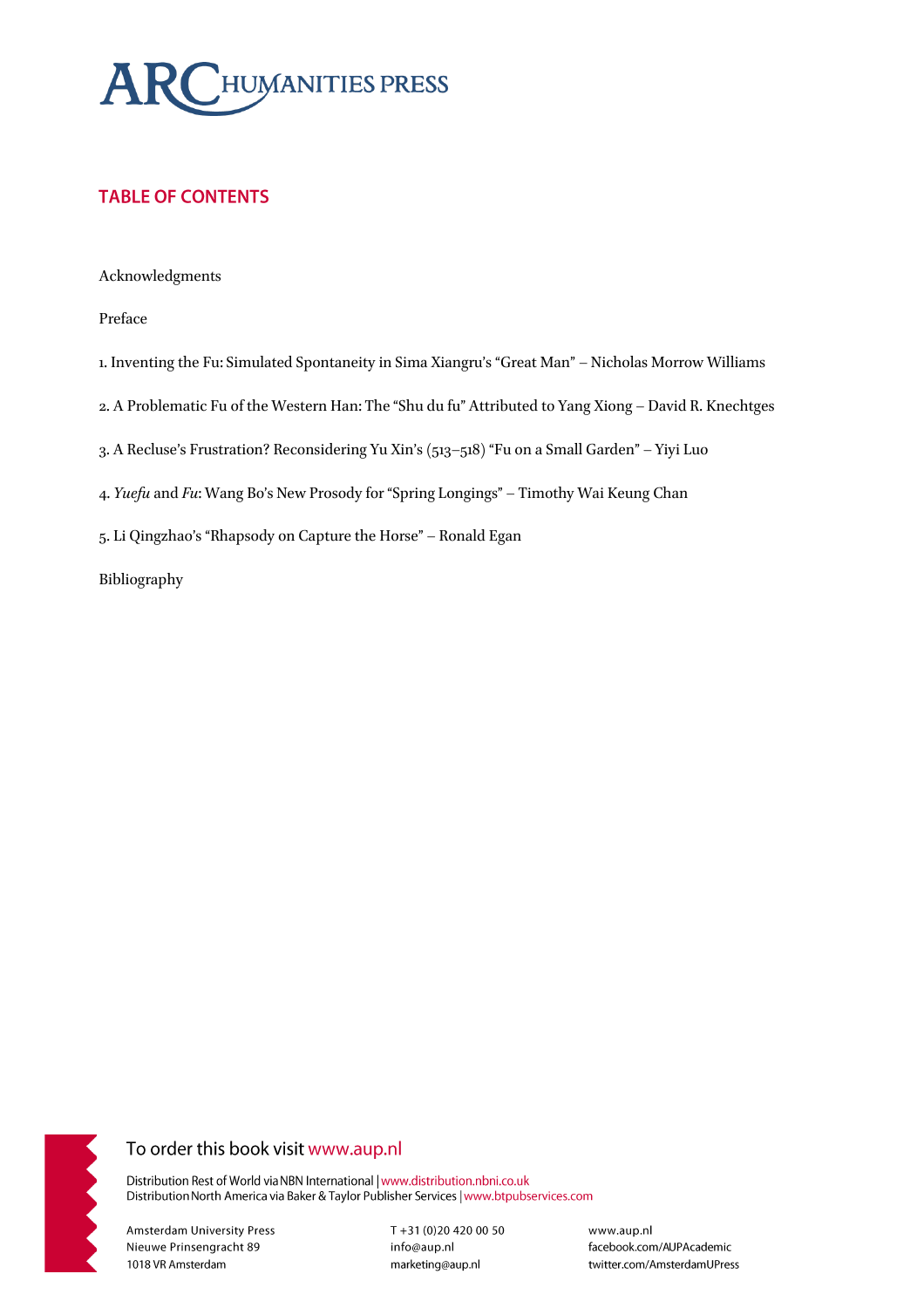ARC HUMANITIES PRESS

## TABLE OF CONTENTS

Acknowledgments

Preface

1. Inventing the Fu: Simulated Spontaneity in Sima Xiangru's "Great Man" – Nicholas Morrow Williams

2. A Problematic Fu of the Western Han: The "Shu du fu" Attributed to Yang Xiong – David R. Knechtges

3. A Recluse's Frustration? Reconsidering Yu Xin's (513–518) "Fu on a Small Garden" – Yiyi Luo

4. *Yuefu* and *Fu*: Wang Bo's New Prosody for "Spring Longings" – Timothy Wai Keung Chan

5. Li Qingzhao's "Rhapsody on Capture the Horse" – Ronald Egan

Bibliography

To order this book visit www.aup.nl

Distribution Rest of World via NBN International | www.distribution.nbni.co.uk
Distribution North America via Baker & Taylor Publisher Services | www.btpubservices.com

Amsterdam University Press
Nieuwe Prinsengracht 89
1018 VR Amsterdam

T +31 (0)20 420 00 50
info@aup.nl
marketing@aup.nl

www.aup.nl
facebook.com/AUPAcademic
twitter.com/AmsterdamUPress